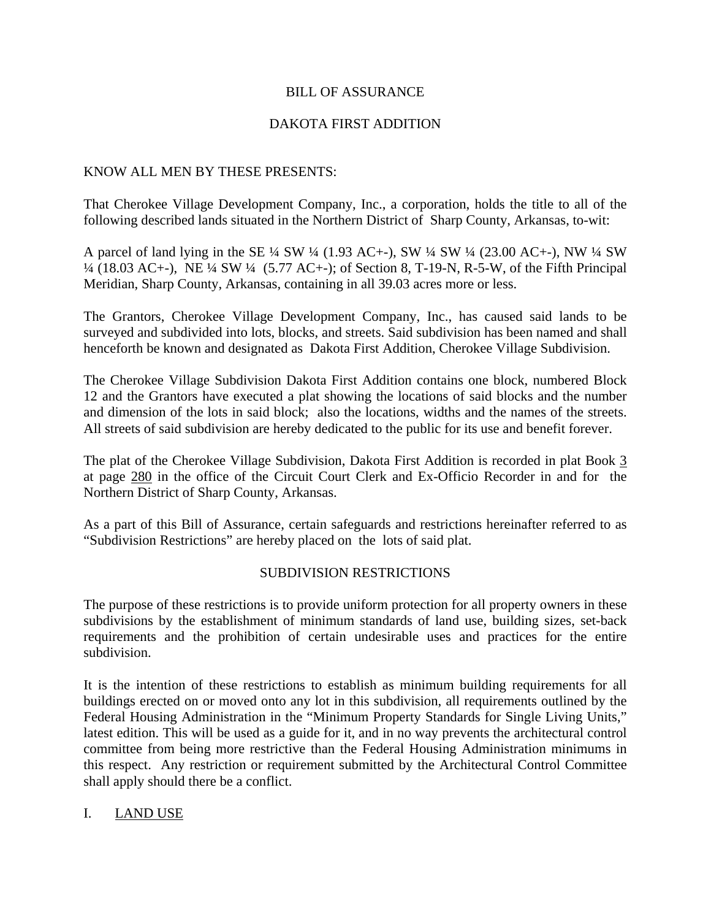# BILL OF ASSURANCE

## DAKOTA FIRST ADDITION

KNOW ALL MEN BY THESE PRESENTS:

That Cherokee Village Development Company, Inc., a corporation, holds the title to all of the following described lands situated in the Northern District of Sharp County, Arkansas, to-wit:

A parcel of land lying in the SE ¼ SW ¼ (1.93 AC+-), SW ¼ SW ¼ (23.00 AC+-), NW ¼ SW ¼ (18.03 AC+-), NE ¼ SW ¼ (5.77 AC+-); of Section 8, T-19-N, R-5-W, of the Fifth Principal Meridian, Sharp County, Arkansas, containing in all 39.03 acres more or less.

The Grantors, Cherokee Village Development Company, Inc., has caused said lands to be surveyed and subdivided into lots, blocks, and streets. Said subdivision has been named and shall henceforth be known and designated as Dakota First Addition, Cherokee Village Subdivision.

The Cherokee Village Subdivision Dakota First Addition contains one block, numbered Block 12 and the Grantors have executed a plat showing the locations of said blocks and the number and dimension of the lots in said block; also the locations, widths and the names of the streets. All streets of said subdivision are hereby dedicated to the public for its use and benefit forever.

The plat of the Cherokee Village Subdivision, Dakota First Addition is recorded in plat Book 3 at page 280 in the office of the Circuit Court Clerk and Ex-Officio Recorder in and for the Northern District of Sharp County, Arkansas.

As a part of this Bill of Assurance, certain safeguards and restrictions hereinafter referred to as "Subdivision Restrictions" are hereby placed on the lots of said plat.

## SUBDIVISION RESTRICTIONS

The purpose of these restrictions is to provide uniform protection for all property owners in these subdivisions by the establishment of minimum standards of land use, building sizes, set-back requirements and the prohibition of certain undesirable uses and practices for the entire subdivision.

It is the intention of these restrictions to establish as minimum building requirements for all buildings erected on or moved onto any lot in this subdivision, all requirements outlined by the Federal Housing Administration in the "Minimum Property Standards for Single Living Units," latest edition. This will be used as a guide for it, and in no way prevents the architectural control committee from being more restrictive than the Federal Housing Administration minimums in this respect. Any restriction or requirement submitted by the Architectural Control Committee shall apply should there be a conflict.

### I. LAND USE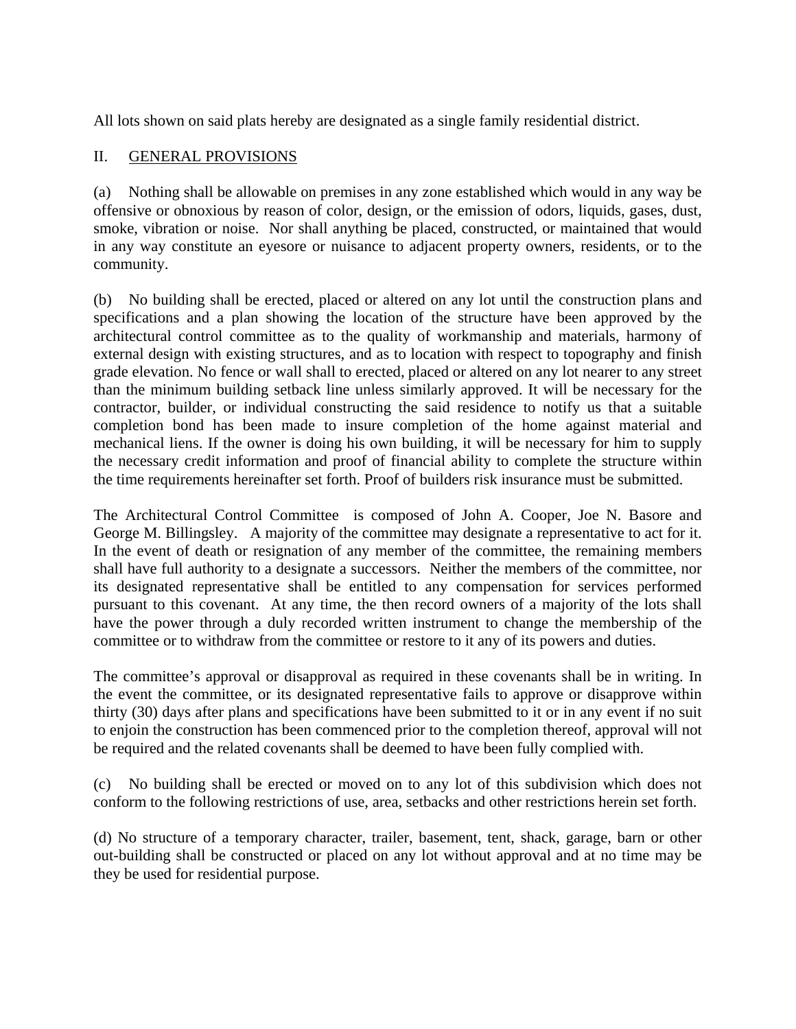All lots shown on said plats hereby are designated as a single family residential district.

## II. GENERAL PROVISIONS

(a) Nothing shall be allowable on premises in any zone established which would in any way be offensive or obnoxious by reason of color, design, or the emission of odors, liquids, gases, dust, smoke, vibration or noise. Nor shall anything be placed, constructed, or maintained that would in any way constitute an eyesore or nuisance to adjacent property owners, residents, or to the community.

(b) No building shall be erected, placed or altered on any lot until the construction plans and specifications and a plan showing the location of the structure have been approved by the architectural control committee as to the quality of workmanship and materials, harmony of external design with existing structures, and as to location with respect to topography and finish grade elevation. No fence or wall shall to erected, placed or altered on any lot nearer to any street than the minimum building setback line unless similarly approved. It will be necessary for the contractor, builder, or individual constructing the said residence to notify us that a suitable completion bond has been made to insure completion of the home against material and mechanical liens. If the owner is doing his own building, it will be necessary for him to supply the necessary credit information and proof of financial ability to complete the structure within the time requirements hereinafter set forth. Proof of builders risk insurance must be submitted.

The Architectural Control Committee is composed of John A. Cooper, Joe N. Basore and George M. Billingsley. A majority of the committee may designate a representative to act for it. In the event of death or resignation of any member of the committee, the remaining members shall have full authority to a designate a successors. Neither the members of the committee, nor its designated representative shall be entitled to any compensation for services performed pursuant to this covenant. At any time, the then record owners of a majority of the lots shall have the power through a duly recorded written instrument to change the membership of the committee or to withdraw from the committee or restore to it any of its powers and duties.

The committee's approval or disapproval as required in these covenants shall be in writing. In the event the committee, or its designated representative fails to approve or disapprove within thirty (30) days after plans and specifications have been submitted to it or in any event if no suit to enjoin the construction has been commenced prior to the completion thereof, approval will not be required and the related covenants shall be deemed to have been fully complied with.

(c) No building shall be erected or moved on to any lot of this subdivision which does not conform to the following restrictions of use, area, setbacks and other restrictions herein set forth.

(d) No structure of a temporary character, trailer, basement, tent, shack, garage, barn or other out-building shall be constructed or placed on any lot without approval and at no time may be they be used for residential purpose.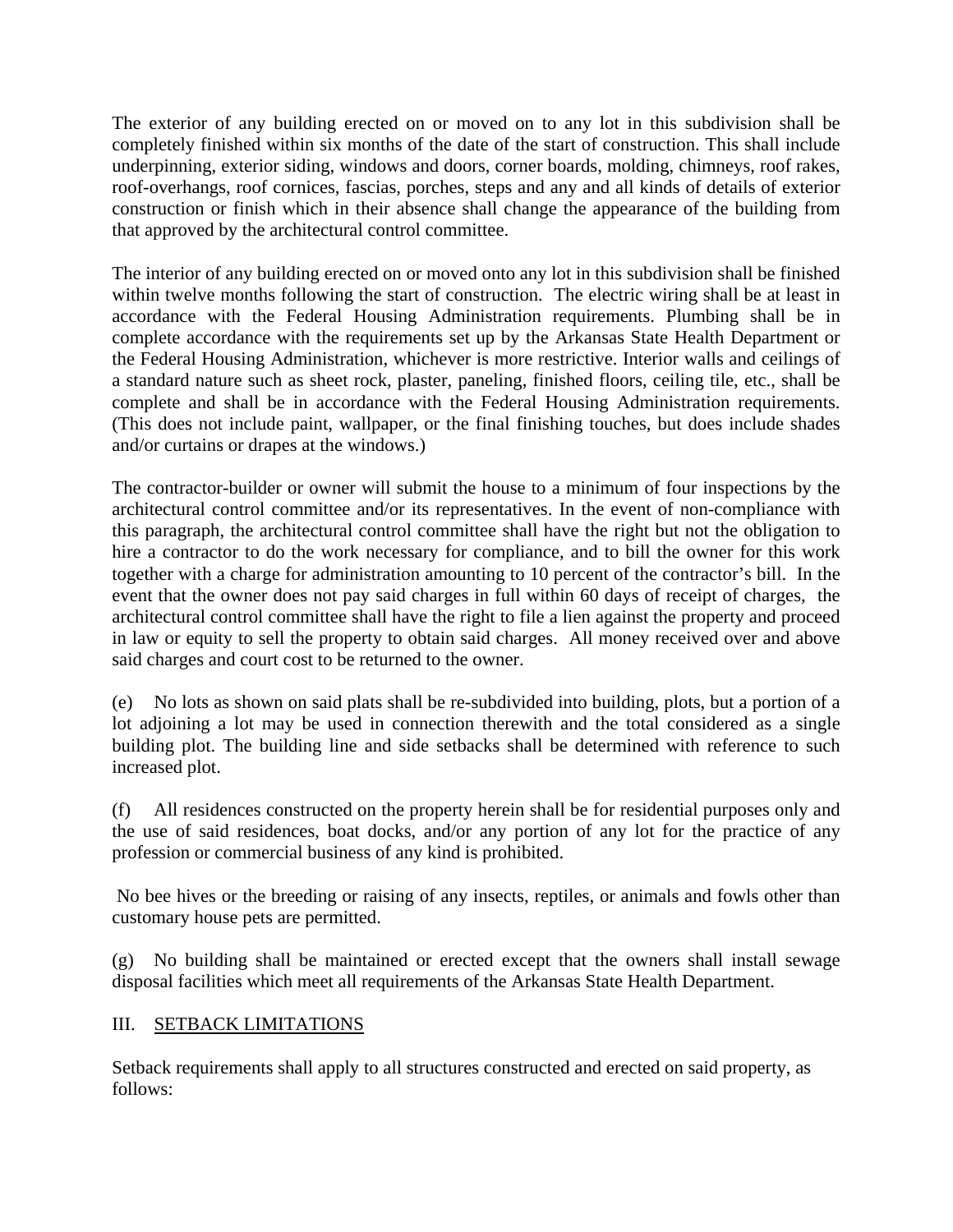The exterior of any building erected on or moved on to any lot in this subdivision shall be completely finished within six months of the date of the start of construction. This shall include underpinning, exterior siding, windows and doors, corner boards, molding, chimneys, roof rakes, roof-overhangs, roof cornices, fascias, porches, steps and any and all kinds of details of exterior construction or finish which in their absence shall change the appearance of the building from that approved by the architectural control committee.

The interior of any building erected on or moved onto any lot in this subdivision shall be finished within twelve months following the start of construction. The electric wiring shall be at least in accordance with the Federal Housing Administration requirements. Plumbing shall be in complete accordance with the requirements set up by the Arkansas State Health Department or the Federal Housing Administration, whichever is more restrictive. Interior walls and ceilings of a standard nature such as sheet rock, plaster, paneling, finished floors, ceiling tile, etc., shall be complete and shall be in accordance with the Federal Housing Administration requirements. (This does not include paint, wallpaper, or the final finishing touches, but does include shades and/or curtains or drapes at the windows.)

The contractor-builder or owner will submit the house to a minimum of four inspections by the architectural control committee and/or its representatives. In the event of non-compliance with this paragraph, the architectural control committee shall have the right but not the obligation to hire a contractor to do the work necessary for compliance, and to bill the owner for this work together with a charge for administration amounting to 10 percent of the contractor's bill. In the event that the owner does not pay said charges in full within 60 days of receipt of charges, the architectural control committee shall have the right to file a lien against the property and proceed in law or equity to sell the property to obtain said charges. All money received over and above said charges and court cost to be returned to the owner.

(e) No lots as shown on said plats shall be re-subdivided into building, plots, but a portion of a lot adjoining a lot may be used in connection therewith and the total considered as a single building plot. The building line and side setbacks shall be determined with reference to such increased plot.

(f) All residences constructed on the property herein shall be for residential purposes only and the use of said residences, boat docks, and/or any portion of any lot for the practice of any profession or commercial business of any kind is prohibited.

No bee hives or the breeding or raising of any insects, reptiles, or animals and fowls other than customary house pets are permitted.

(g) No building shall be maintained or erected except that the owners shall install sewage disposal facilities which meet all requirements of the Arkansas State Health Department.

## III. SETBACK LIMITATIONS

Setback requirements shall apply to all structures constructed and erected on said property, as follows: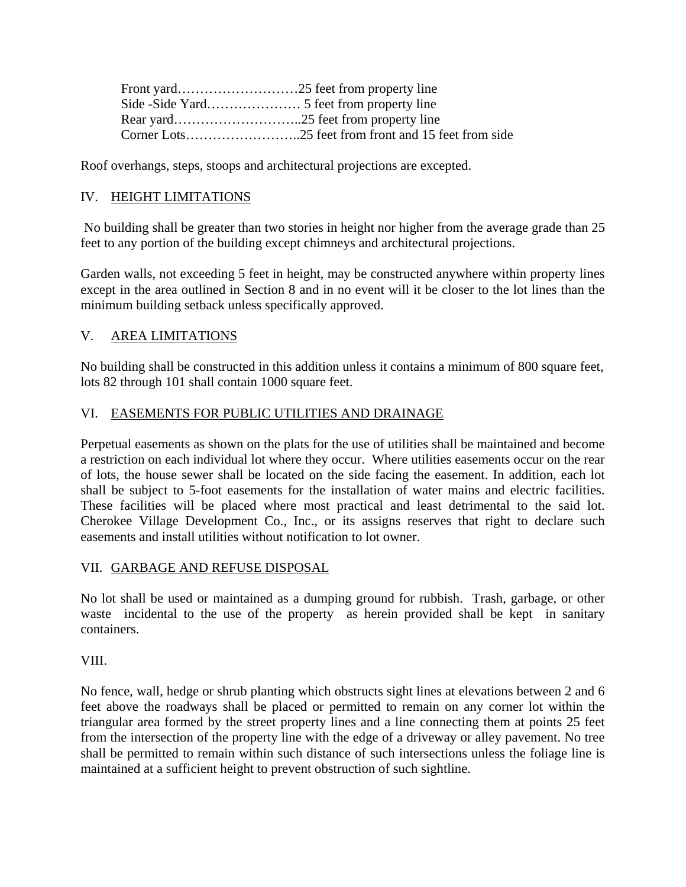Front yard………………………25 feet from property line
Side -Side Yard………………… 5 feet from property line
Rear yard………………………..25 feet from property line
Corner Lots……………………..25 feet from front and 15 feet from side

Roof overhangs, steps, stoops and architectural projections are excepted.

## IV. HEIGHT LIMITATIONS

No building shall be greater than two stories in height nor higher from the average grade than 25 feet to any portion of the building except chimneys and architectural projections.

Garden walls, not exceeding 5 feet in height, may be constructed anywhere within property lines except in the area outlined in Section 8 and in no event will it be closer to the lot lines than the minimum building setback unless specifically approved.

## V. AREA LIMITATIONS

No building shall be constructed in this addition unless it contains a minimum of 800 square feet, lots 82 through 101 shall contain 1000 square feet.

## VI. EASEMENTS FOR PUBLIC UTILITIES AND DRAINAGE

Perpetual easements as shown on the plats for the use of utilities shall be maintained and become a restriction on each individual lot where they occur. Where utilities easements occur on the rear of lots, the house sewer shall be located on the side facing the easement. In addition, each lot shall be subject to 5-foot easements for the installation of water mains and electric facilities. These facilities will be placed where most practical and least detrimental to the said lot. Cherokee Village Development Co., Inc., or its assigns reserves that right to declare such easements and install utilities without notification to lot owner.

## VII. GARBAGE AND REFUSE DISPOSAL

No lot shall be used or maintained as a dumping ground for rubbish. Trash, garbage, or other waste incidental to the use of the property as herein provided shall be kept in sanitary containers.

## VIII.

No fence, wall, hedge or shrub planting which obstructs sight lines at elevations between 2 and 6 feet above the roadways shall be placed or permitted to remain on any corner lot within the triangular area formed by the street property lines and a line connecting them at points 25 feet from the intersection of the property line with the edge of a driveway or alley pavement. No tree shall be permitted to remain within such distance of such intersections unless the foliage line is maintained at a sufficient height to prevent obstruction of such sightline.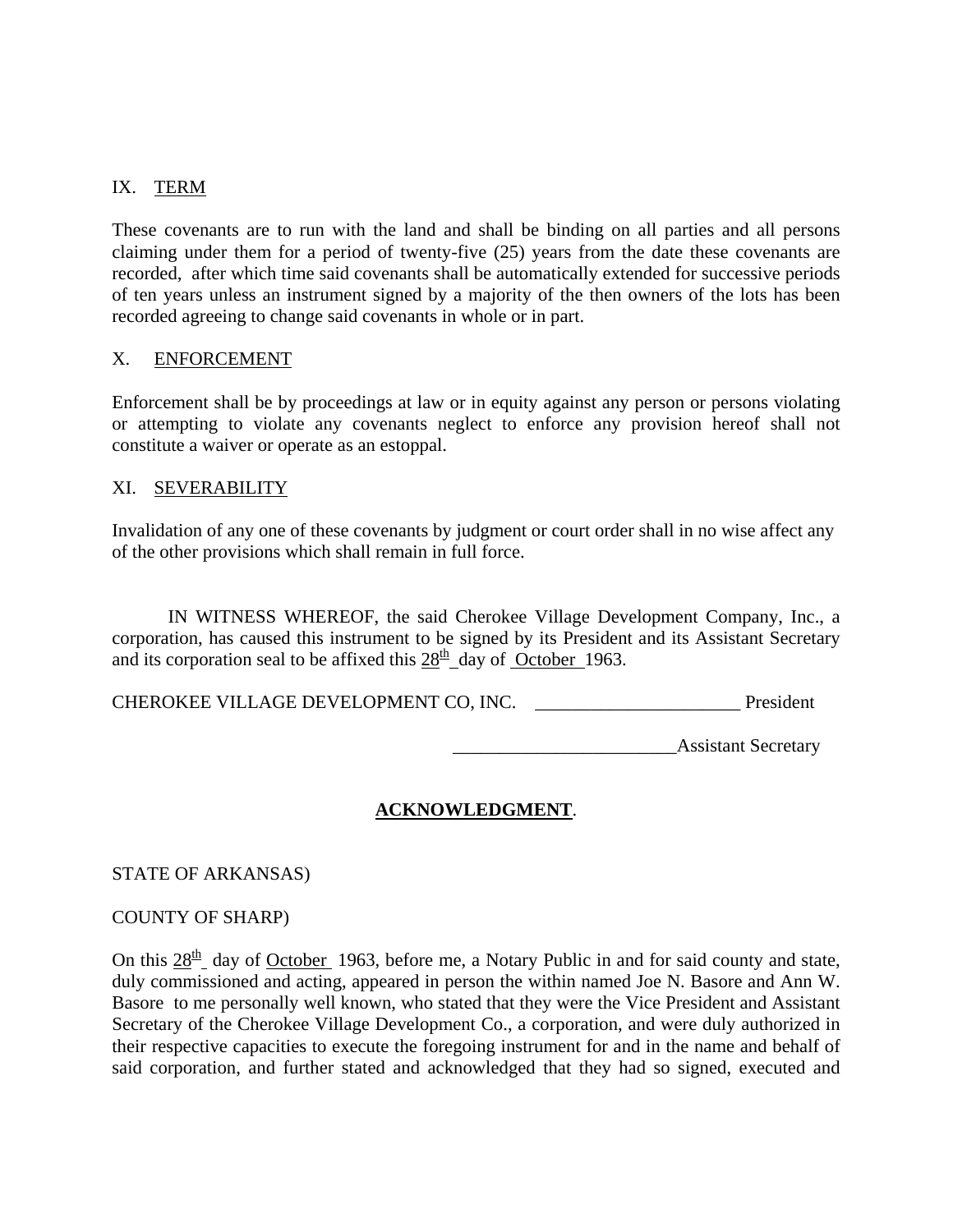IX. <u>TERM</u>

These covenants are to run with the land and shall be binding on all parties and all persons claiming under them for a period of twenty-five (25) years from the date these covenants are recorded, after which time said covenants shall be automatically extended for successive periods of ten years unless an instrument signed by a majority of the then owners of the lots has been recorded agreeing to change said covenants in whole or in part.

X. <u>ENFORCEMENT</u>

Enforcement shall be by proceedings at law or in equity against any person or persons violating or attempting to violate any covenants neglect to enforce any provision hereof shall not constitute a waiver or operate as an estoppal.

XI. <u>SEVERABILITY</u>

Invalidation of any one of these covenants by judgment or court order shall in no wise affect any of the other provisions which shall remain in full force.

IN WITNESS WHEREOF, the said Cherokee Village Development Company, Inc., a corporation, has caused this instrument to be signed by its President and its Assistant Secretary and its corporation seal to be affixed this <u>28th</u> day of <u>October</u> 1963.

CHEROKEE VILLAGE DEVELOPMENT CO, INC. ______________________ President

________________________Assistant Secretary

**<u>ACKNOWLEDGMENT</u>**.

STATE OF ARKANSAS)

COUNTY OF SHARP)

On this <u>28th</u> day of <u>October</u> 1963, before me, a Notary Public in and for said county and state, duly commissioned and acting, appeared in person the within named Joe N. Basore and Ann W. Basore to me personally well known, who stated that they were the Vice President and Assistant Secretary of the Cherokee Village Development Co., a corporation, and were duly authorized in their respective capacities to execute the foregoing instrument for and in the name and behalf of said corporation, and further stated and acknowledged that they had so signed, executed and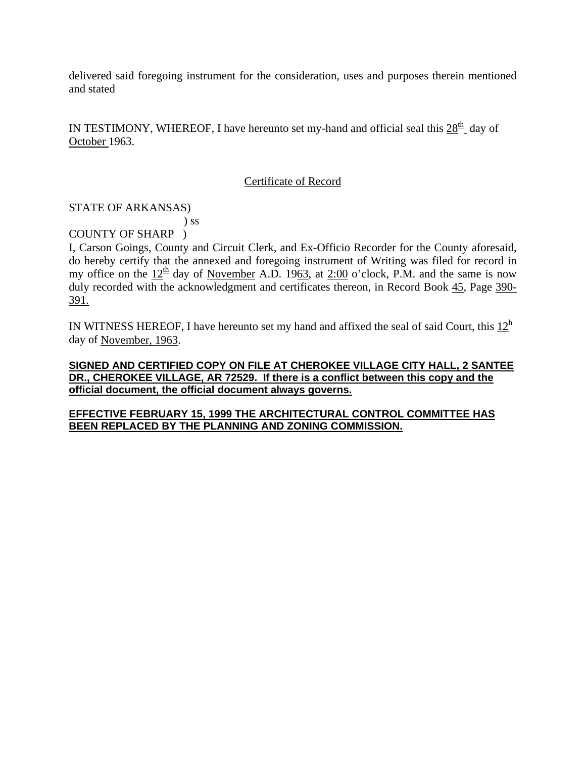delivered said foregoing instrument for the consideration, uses and purposes therein mentioned and stated

IN TESTIMONY, WHEREOF, I have hereunto set my-hand and official seal this 28th day of October 1963.

Certificate of Record

STATE OF ARKANSAS)
) ss
COUNTY OF SHARP )

I, Carson Goings, County and Circuit Clerk, and Ex-Officio Recorder for the County aforesaid, do hereby certify that the annexed and foregoing instrument of Writing was filed for record in my office on the 12th day of November A.D. 1963, at 2:00 o'clock, P.M. and the same is now duly recorded with the acknowledgment and certificates thereon, in Record Book 45, Page 390-391.

IN WITNESS HEREOF, I have hereunto set my hand and affixed the seal of said Court, this 12h day of November, 1963.

**SIGNED AND CERTIFIED COPY ON FILE AT CHEROKEE VILLAGE CITY HALL, 2 SANTEE DR., CHEROKEE VILLAGE, AR 72529. If there is a conflict between this copy and the official document, the official document always governs.**

**EFFECTIVE FEBRUARY 15, 1999 THE ARCHITECTURAL CONTROL COMMITTEE HAS BEEN REPLACED BY THE PLANNING AND ZONING COMMISSION.**